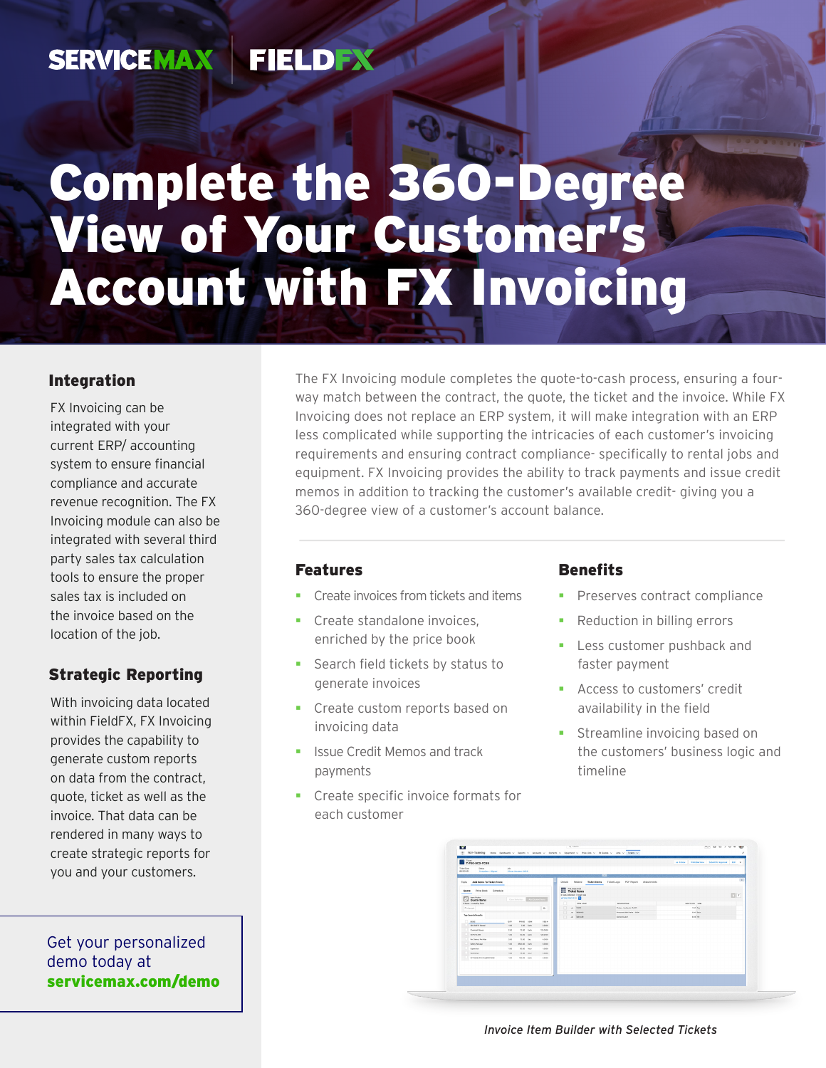SERVICEMAX | FIELDFX

# Complete the 360-Degree View of Your Customer's Account with FX Invoicing

The FX Invoicing module completes the quote-to-cash process, ensuring a four-way match between the contract, the quote, the ticket and the invoice. While FX Invoicing does not replace an ERP system, it will make integration with an ERP less complicated while supporting the intricacies of each customer's invoicing requirements and ensuring contract compliance- specifically to rental jobs and equipment. FX Invoicing provides the ability to track payments and issue credit memos in addition to tracking the customer's available credit- giving you a 360-degree view of a customer's account balance.

## Integration

FX Invoicing can be integrated with your current ERP/ accounting system to ensure financial compliance and accurate revenue recognition. The FX Invoicing module can also be integrated with several third party sales tax calculation tools to ensure the proper sales tax is included on the invoice based on the location of the job.

## Strategic Reporting

With invoicing data located within FieldFX, FX Invoicing provides the capability to generate custom reports on data from the contract, quote, ticket as well as the invoice. That data can be rendered in many ways to create strategic reports for you and your customers.

## Features

- Create invoices from tickets and items
- Create standalone invoices, enriched by the price book
- Search field tickets by status to generate invoices
- Create custom reports based on invoicing data
- Issue Credit Memos and track payments
- Create specific invoice formats for each customer

## Benefits

- Preserves contract compliance
- Reduction in billing errors
- Less customer pushback and faster payment
- Access to customers' credit availability in the field
- Streamline invoicing based on the customers' business logic and timeline

*Invoice Item Builder with Selected Tickets*

Get your personalized demo today at **servicemax.com/demo**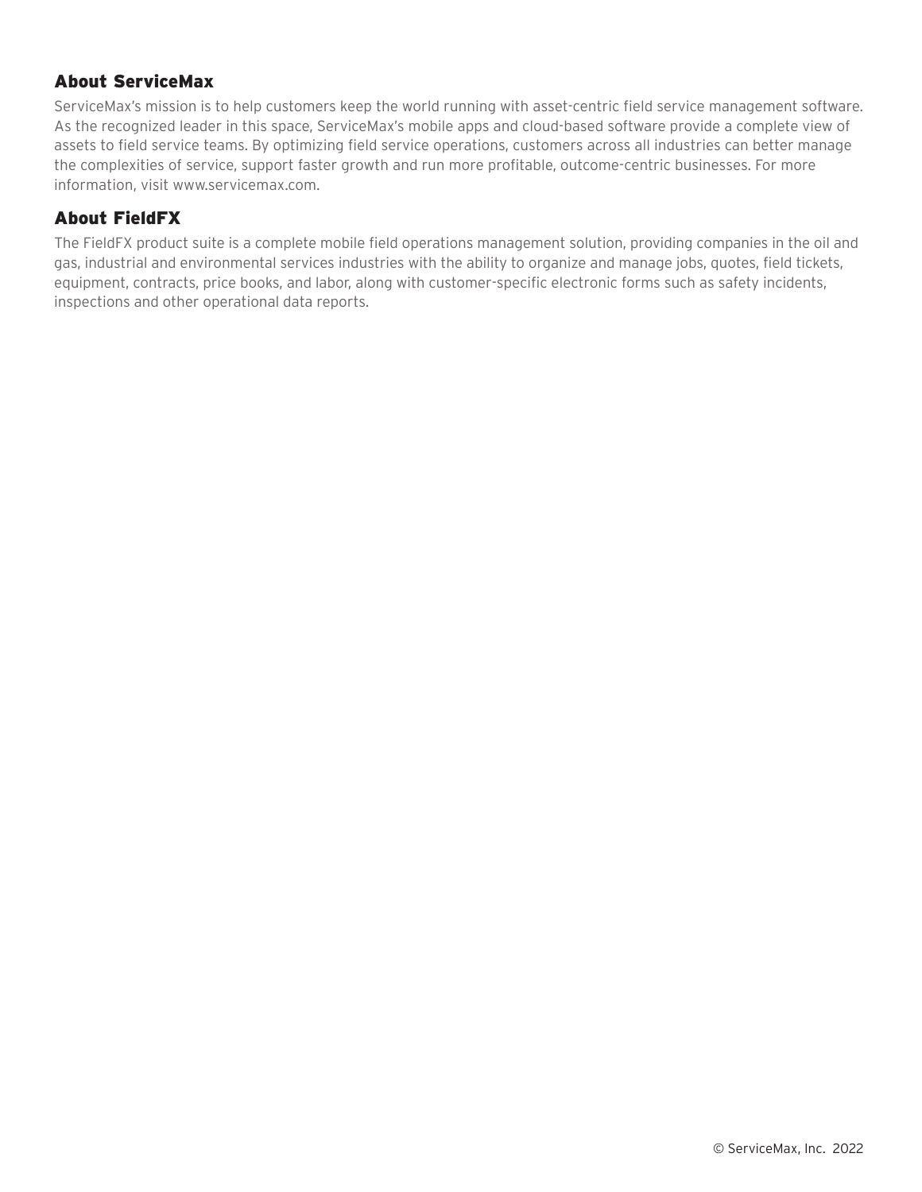## About ServiceMax

ServiceMax's mission is to help customers keep the world running with asset-centric field service management software. As the recognized leader in this space, ServiceMax's mobile apps and cloud-based software provide a complete view of assets to field service teams. By optimizing field service operations, customers across all industries can better manage the complexities of service, support faster growth and run more profitable, outcome-centric businesses. For more information, visit www.servicemax.com.

## About FieldFX

The FieldFX product suite is a complete mobile field operations management solution, providing companies in the oil and gas, industrial and environmental services industries with the ability to organize and manage jobs, quotes, field tickets, equipment, contracts, price books, and labor, along with customer-specific electronic forms such as safety incidents, inspections and other operational data reports.

© ServiceMax, Inc. 2022